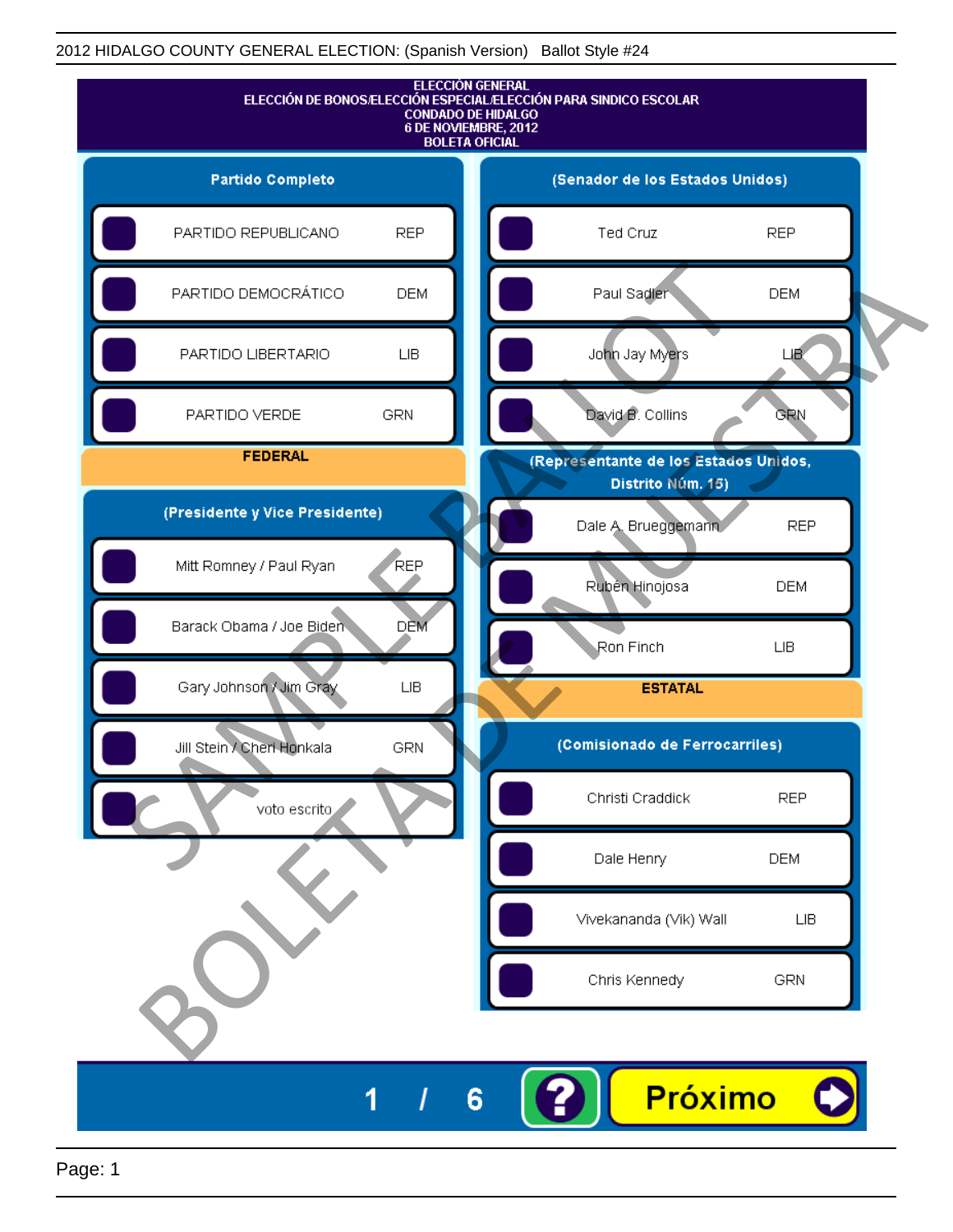2012 HIDALGO COUNTY GENERAL ELECTION: (Spanish Version) Ballot Style #24

# ELECCIÓN GENERAL
## ELECCIÓN DE BONOS/ELECCIÓN ESPECIAL/ELECCIÓN PARA SINDICO ESCOLAR
## CONDADO DE HIDALGO
## 6 DE NOVIEMBRE, 2012
## BOLETA OFICIAL

### Partido Completo

| | |
|---|---|
| PARTIDO REPUBLICANO | REP |
| PARTIDO DEMOCRÁTICO | DEM |
| PARTIDO LIBERTARIO | LIB |
| PARTIDO VERDE | GRN |

### FEDERAL

### (Presidente y Vice Presidente)

| | |
|---|---|
| Mitt Romney / Paul Ryan | REP |
| Barack Obama / Joe Biden | DEM |
| Gary Johnson / Jim Gray | LIB |
| Jill Stein / Cheri Honkala | GRN |
| voto escrito | |

### (Senador de los Estados Unidos)

| | |
|---|---|
| Ted Cruz | REP |
| Paul Sadler | DEM |
| John Jay Myers | LIB |
| David B. Collins | GRN |

### (Representante de los Estados Unidos, Distrito Núm. 15)

| | |
|---|---|
| Dale A. Brueggemann | REP |
| Rubén Hinojosa | DEM |
| Ron Finch | LIB |

### ESTATAL

### (Comisionado de Ferrocarriles)

| | |
|---|---|
| Christi Craddick | REP |
| Dale Henry | DEM |
| Vivekananda (Vik) Wall | LIB |
| Chris Kennedy | GRN |

SAMPLE BALLOT
BOLETA DE MUESTRA

1 / 6

?

Próximo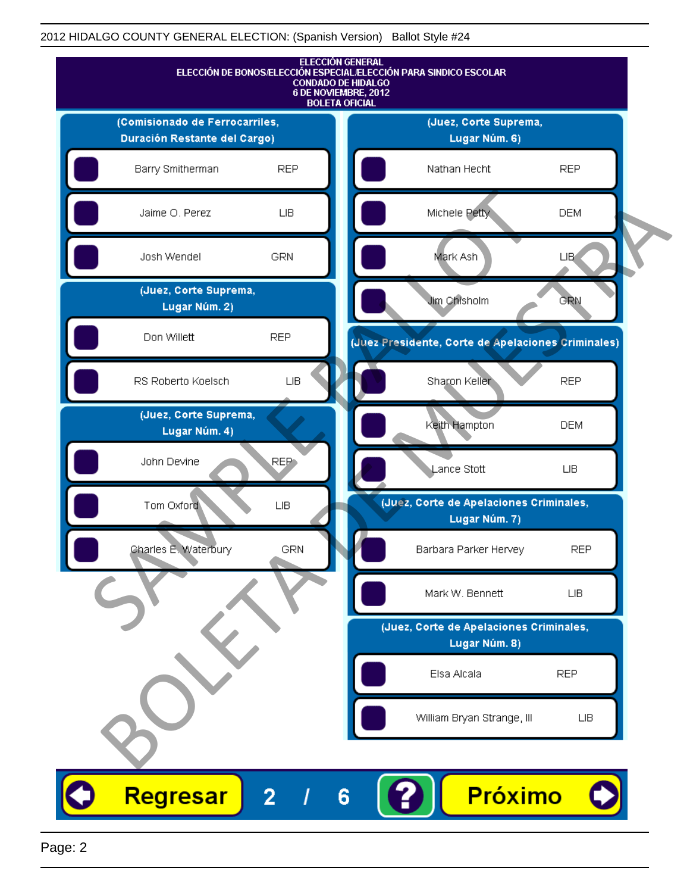## ELECCIÓN GENERAL
## ELECCIÓN DE BONOS/ELECCIÓN ESPECIAL/ELECCIÓN PARA SINDICO ESCOLAR
## CONDADO DE HIDALGO
## 6 DE NOVIEMBRE, 2012
## BOLETA OFICIAL

### (Comisionado de Ferrocarriles, Duración Restante del Cargo)

| | |
|---|---|
| Barry Smitherman | REP |
| Jaime O. Perez | LIB |
| Josh Wendel | GRN |

### (Juez, Corte Suprema, Lugar Núm. 2)

| | |
|---|---|
| Don Willett | REP |
| RS Roberto Koelsch | LIB |

### (Juez, Corte Suprema, Lugar Núm. 4)

| | |
|---|---|
| John Devine | REP |
| Tom Oxford | LIB |
| Charles E. Waterbury | GRN |

### (Juez, Corte Suprema, Lugar Núm. 6)

| | |
|---|---|
| Nathan Hecht | REP |
| Michele Petty | DEM |
| Mark Ash | LIB |
| Jim Chisholm | GRN |

### (Juez Presidente, Corte de Apelaciones Criminales)

| | |
|---|---|
| Sharon Keller | REP |
| Keith Hampton | DEM |
| Lance Stott | LIB |

### (Juez, Corte de Apelaciones Criminales, Lugar Núm. 7)

| | |
|---|---|
| Barbara Parker Hervey | REP |
| Mark W. Bennett | LIB |

### (Juez, Corte de Apelaciones Criminales, Lugar Núm. 8)

| | |
|---|---|
| Elsa Alcala | REP |
| William Bryan Strange, III | LIB |

SAMPLE BALLOT
BOLETA DE MUESTRA

Regresar 2 / 6 ? Próximo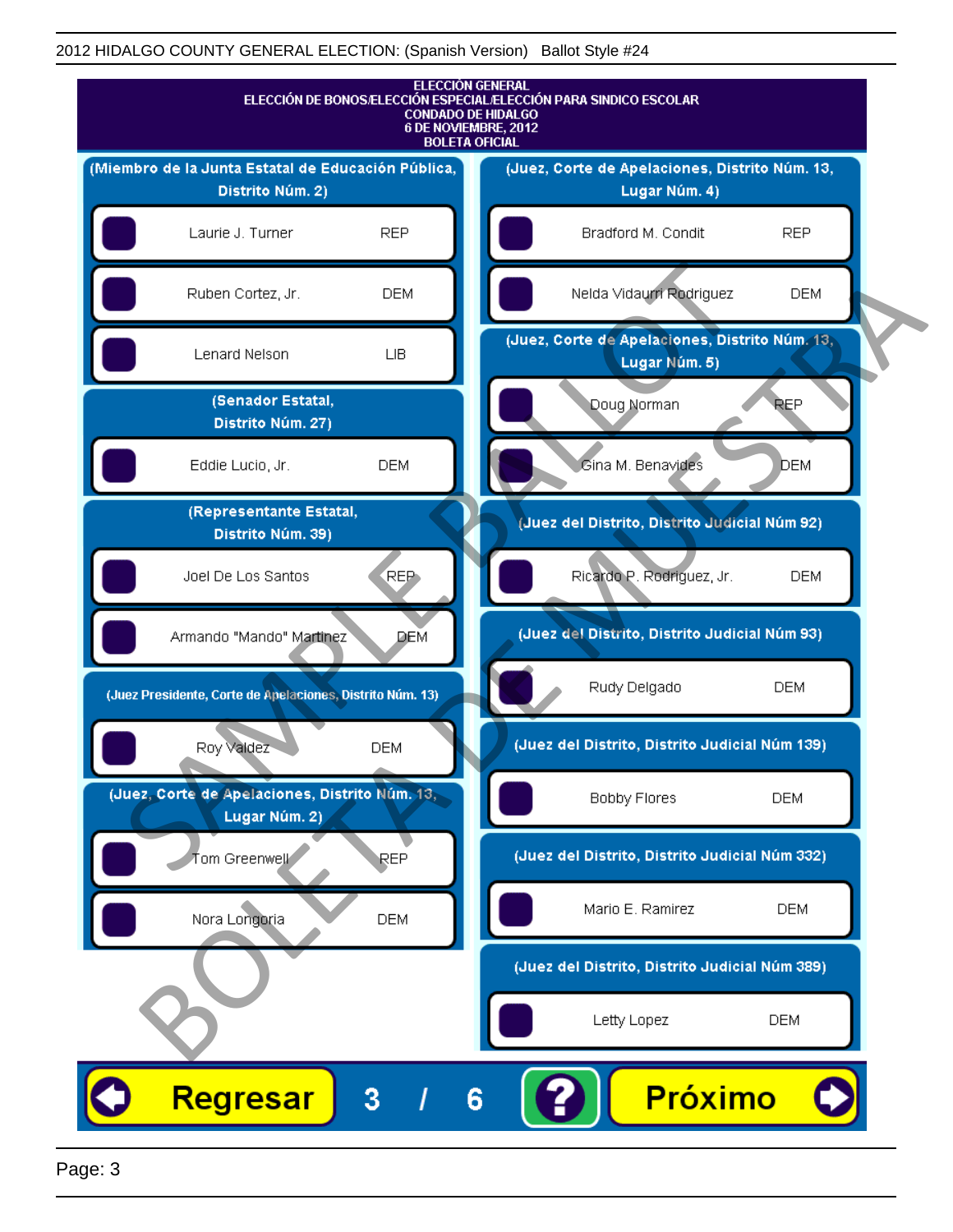2012 HIDALGO COUNTY GENERAL ELECTION: (Spanish Version)   Ballot Style #24

**ELECCIÓN GENERAL**
**ELECCIÓN DE BONOS/ELECCIÓN ESPECIAL/ELECCIÓN PARA SINDICO ESCOLAR**
**CONDADO DE HIDALGO**
**6 DE NOVIEMBRE, 2012**
**BOLETA OFICIAL**

**(Miembro de la Junta Estatal de Educación Pública, Distrito Núm. 2)**

| | |
|---|---|
| Laurie J. Turner | REP |
| Ruben Cortez, Jr. | DEM |
| Lenard Nelson | LIB |

**(Senador Estatal, Distrito Núm. 27)**

| | |
|---|---|
| Eddie Lucio, Jr. | DEM |

**(Representante Estatal, Distrito Núm. 39)**

| | |
|---|---|
| Joel De Los Santos | REP |
| Armando "Mando" Martinez | DEM |

**(Juez Presidente, Corte de Apelaciones, Distrito Núm. 13)**

| | |
|---|---|
| Roy Valdez | DEM |

**(Juez, Corte de Apelaciones, Distrito Núm. 13, Lugar Núm. 2)**

| | |
|---|---|
| Tom Greenwell | REP |
| Nora Longoria | DEM |

**(Juez, Corte de Apelaciones, Distrito Núm. 13, Lugar Núm. 4)**

| | |
|---|---|
| Bradford M. Condit | REP |
| Nelda Vidaurri Rodriguez | DEM |

**(Juez, Corte de Apelaciones, Distrito Núm. 13, Lugar Núm. 5)**

| | |
|---|---|
| Doug Norman | REP |
| Gina M. Benavides | DEM |

**(Juez del Distrito, Distrito Judicial Núm 92)**

| | |
|---|---|
| Ricardo P. Rodriguez, Jr. | DEM |

**(Juez del Distrito, Distrito Judicial Núm 93)**

| | |
|---|---|
| Rudy Delgado | DEM |

**(Juez del Distrito, Distrito Judicial Núm 139)**

| | |
|---|---|
| Bobby Flores | DEM |

**(Juez del Distrito, Distrito Judicial Núm 332)**

| | |
|---|---|
| Mario E. Ramirez | DEM |

**(Juez del Distrito, Distrito Judicial Núm 389)**

| | |
|---|---|
| Letty Lopez | DEM |

Regresar   3 / 6   ?   Próximo

SAMPLE BALLOT
BOLETA DE MUESTRA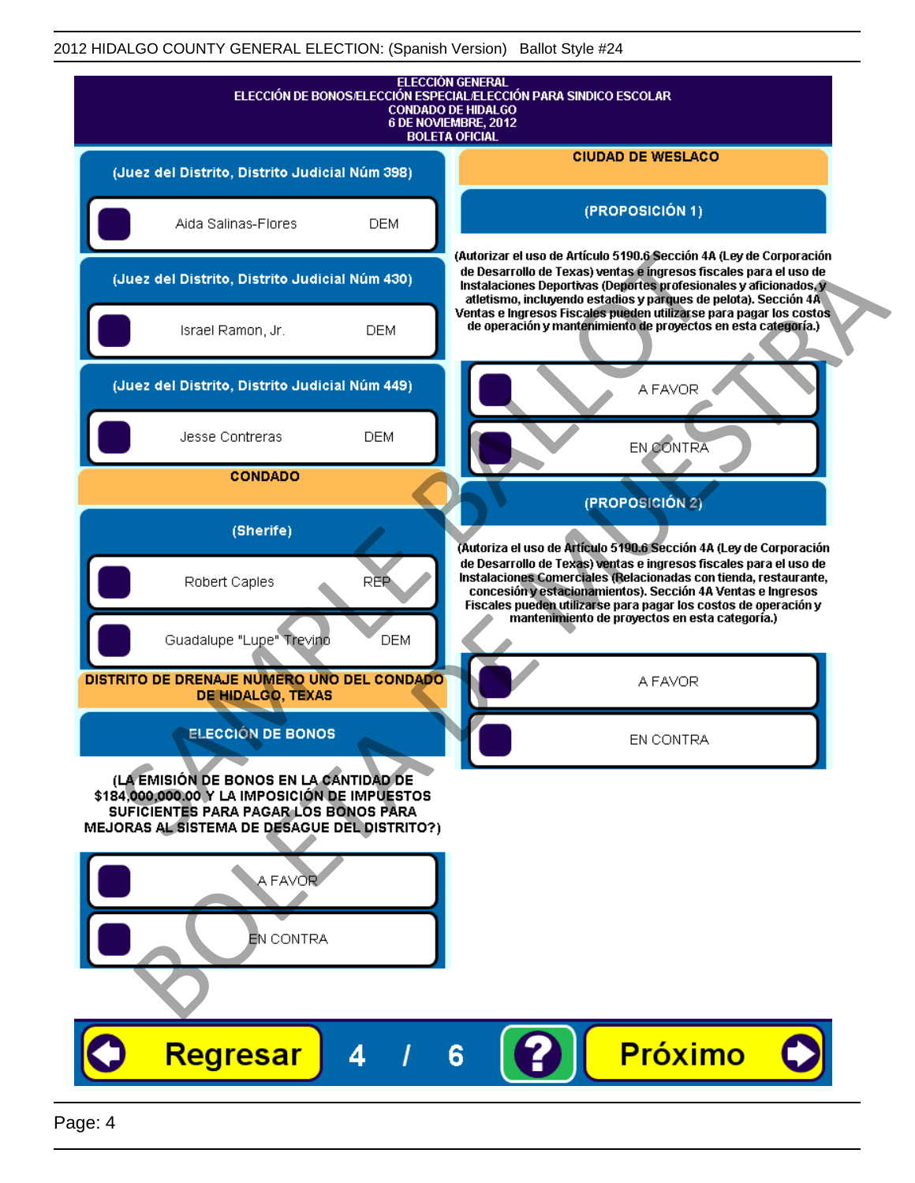ELECCIÓN GENERAL
ELECCIÓN DE BONOS/ELECCIÓN ESPECIAL/ELECCIÓN PARA SINDICO ESCOLAR
CONDADO DE HIDALGO
6 DE NOVIEMBRE, 2012
BOLETA OFICIAL

### (Juez del Distrito, Distrito Judicial Núm 398)

- Aida Salinas-Flores DEM

### (Juez del Distrito, Distrito Judicial Núm 430)

- Israel Ramon, Jr. DEM

### (Juez del Distrito, Distrito Judicial Núm 449)

- Jesse Contreras DEM

## CONDADO

### (Sherife)

- Robert Caples REP
- Guadalupe "Lupe" Trevino DEM

## DISTRITO DE DRENAJE NUMERO UNO DEL CONDADO DE HIDALGO, TEXAS

### ELECCIÓN DE BONOS

(LA EMISIÓN DE BONOS EN LA CANTIDAD DE $184,000,000.00 Y LA IMPOSICIÓN DE IMPUESTOS SUFICIENTES PARA PAGAR LOS BONOS PARA MEJORAS AL SISTEMA DE DESAGUE DEL DISTRITO?)

- A FAVOR
- EN CONTRA

## CIUDAD DE WESLACO

### (PROPOSICIÓN 1)

(Autorizar el uso de Artículo 5190.6 Sección 4A (Ley de Corporación de Desarrollo de Texas) ventas e ingresos fiscales para el uso de Instalaciones Deportivas (Deportes profesionales y aficionados, y atletismo, incluyendo estadios y parques de pelota). Sección 4A Ventas e Ingresos Fiscales pueden utilizarse para pagar los costos de operación y mantenimiento de proyectos en esta categoría.)

- A FAVOR
- EN CONTRA

### (PROPOSICIÓN 2)

(Autoriza el uso de Artículo 5190.6 Sección 4A (Ley de Corporación de Desarrollo de Texas) ventas e ingresos fiscales para el uso de Instalaciones Comerciales (Relacionadas con tienda, restaurante, concesión y estacionamientos). Sección 4A Ventas e Ingresos Fiscales pueden utilizarse para pagar los costos de operación y mantenimiento de proyectos en esta categoría.)

- A FAVOR
- EN CONTRA

Regresar 4 / 6 ? Próximo

SAMPLE BALLOT BOLETA DE MUESTRA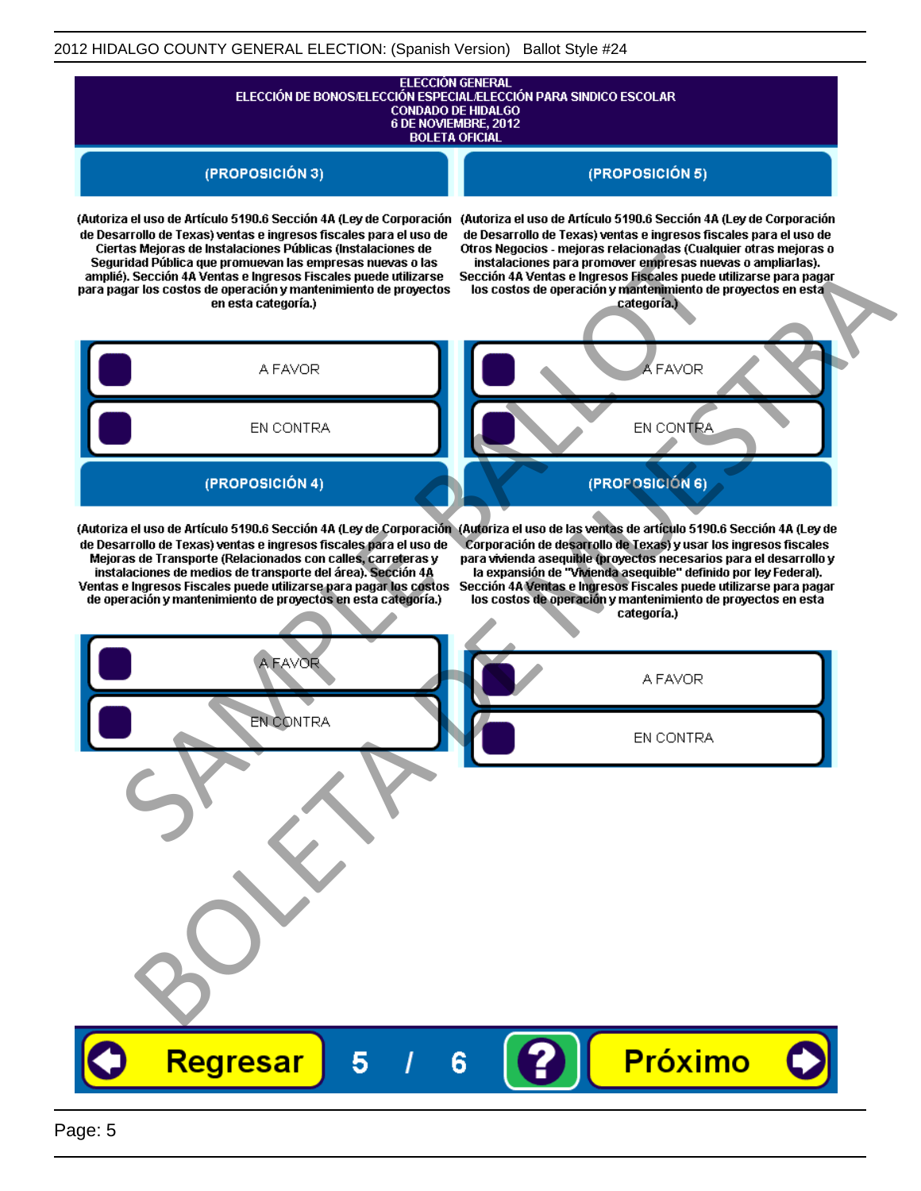ELECCIÓN GENERAL
ELECCIÓN DE BONOS/ELECCIÓN ESPECIAL/ELECCIÓN PARA SINDICO ESCOLAR
CONDADO DE HIDALGO
6 DE NOVIEMBRE, 2012
BOLETA OFICIAL

## (PROPOSICIÓN 3)

(Autoriza el uso de Artículo 5190.6 Sección 4A (Ley de Corporación de Desarrollo de Texas) ventas e ingresos fiscales para el uso de Ciertas Mejoras de Instalaciones Públicas (Instalaciones de Seguridad Pública que promuevan las empresas nuevas o las amplié). Sección 4A Ventas e Ingresos Fiscales puede utilizarse para pagar los costos de operación y mantenimiento de proyectos en esta categoría.)

- A FAVOR
- EN CONTRA

## (PROPOSICIÓN 4)

(Autoriza el uso de Artículo 5190.6 Sección 4A (Ley de Corporación de Desarrollo de Texas) ventas e ingresos fiscales para el uso de Mejoras de Transporte (Relacionados con calles, carreteras y instalaciones de medios de transporte del área). Sección 4A Ventas e Ingresos Fiscales puede utilizarse para pagar los costos de operación y mantenimiento de proyectos en esta categoría.)

- A FAVOR
- EN CONTRA

## (PROPOSICIÓN 5)

(Autoriza el uso de Artículo 5190.6 Sección 4A (Ley de Corporación de Desarrollo de Texas) ventas e ingresos fiscales para el uso de Otros Negocios - mejoras relacionadas (Cualquier otras mejoras o instalaciones para promover empresas nuevas o ampliarlas). Sección 4A Ventas e Ingresos Fiscales puede utilizarse para pagar los costos de operación y mantenimiento de proyectos en esta categoría.)

- A FAVOR
- EN CONTRA

## (PROPOSICIÓN 6)

(Autoriza el uso de las ventas de artículo 5190.6 Sección 4A (Ley de Corporación de desarrollo de Texas) y usar los ingresos fiscales para vivienda asequible (proyectos necesarios para el desarrollo y la expansión de "Vivienda asequible" definido por ley Federal). Sección 4A Ventas e Ingresos Fiscales puede utilizarse para pagar los costos de operación y mantenimiento de proyectos en esta categoría.)

- A FAVOR
- EN CONTRA

SAMPLE BALLOT
BOLETA DE MUESTRA

Regresar 5 / 6 ? Próximo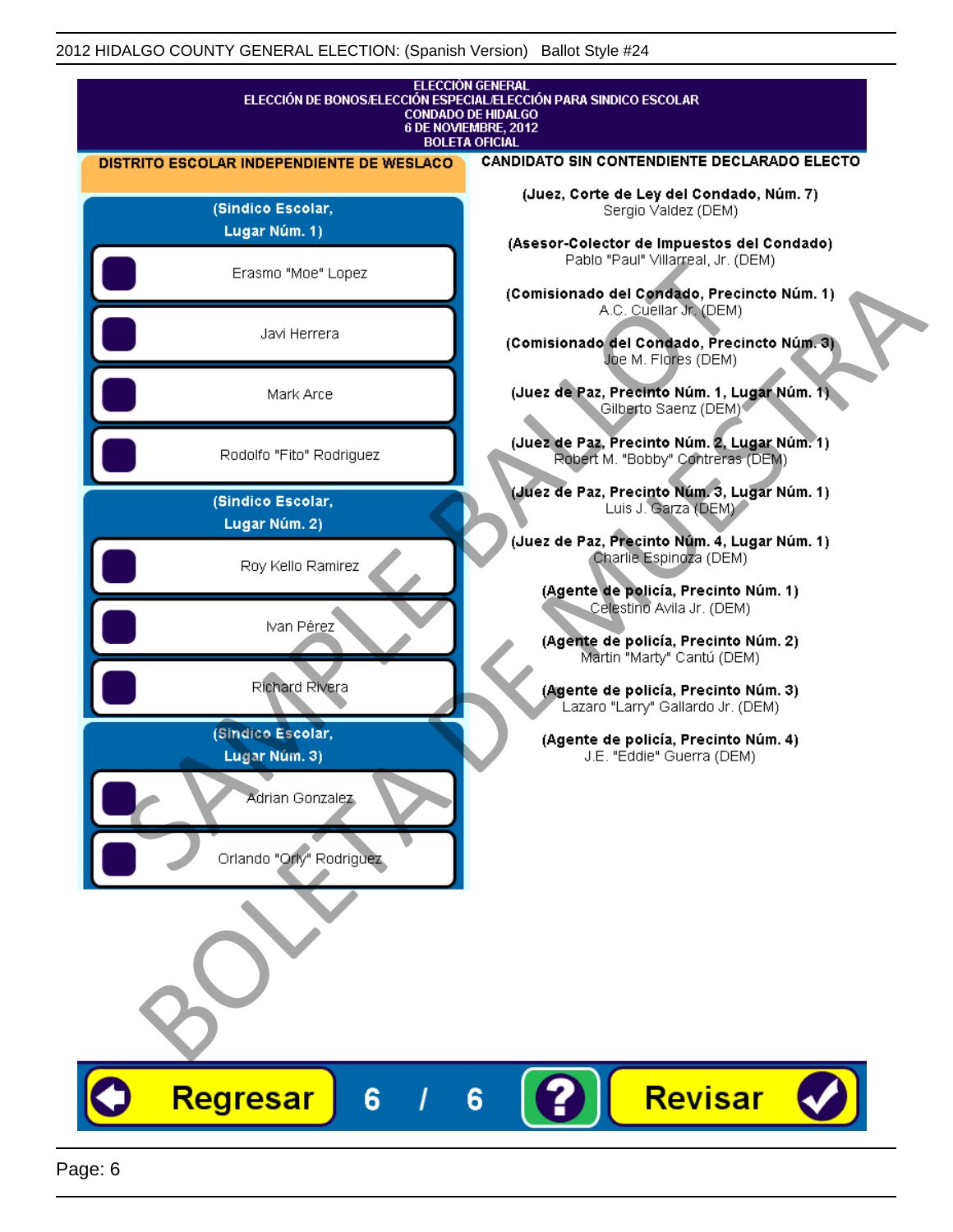2012 HIDALGO COUNTY GENERAL ELECTION: (Spanish Version) Ballot Style #24

ELECCIÓN GENERAL
ELECCIÓN DE BONOS/ELECCIÓN ESPECIAL/ELECCIÓN PARA SINDICO ESCOLAR
CONDADO DE HIDALGO
6 DE NOVIEMBRE, 2012
BOLETA OFICIAL

**DISTRITO ESCOLAR INDEPENDIENTE DE WESLACO**

**(Sindico Escolar, Lugar Núm. 1)**

- Erasmo "Moe" Lopez
- Javi Herrera
- Mark Arce
- Rodolfo "Fito" Rodriguez

**(Sindico Escolar, Lugar Núm. 2)**

- Roy Kello Ramirez
- Ivan Pérez
- Richard Rivera

**(Sindico Escolar, Lugar Núm. 3)**

- Adrian Gonzalez
- Orlando "Orly" Rodriguez

**CANDIDATO SIN CONTENDIENTE DECLARADO ELECTO**

**(Juez, Corte de Ley del Condado, Núm. 7)**
Sergio Valdez (DEM)

**(Asesor-Colector de Impuestos del Condado)**
Pablo "Paul" Villarreal, Jr. (DEM)

**(Comisionado del Condado, Precincto Núm. 1)**
A.C. Cuellar Jr. (DEM)

**(Comisionado del Condado, Precincto Núm. 3)**
Joe M. Flores (DEM)

**(Juez de Paz, Precinto Núm. 1, Lugar Núm. 1)**
Gilberto Saenz (DEM)

**(Juez de Paz, Precinto Núm. 2, Lugar Núm. 1)**
Robert M. "Bobby" Contreras (DEM)

**(Juez de Paz, Precinto Núm. 3, Lugar Núm. 1)**
Luis J. Garza (DEM)

**(Juez de Paz, Precinto Núm. 4, Lugar Núm. 1)**
Charlie Espinoza (DEM)

**(Agente de policía, Precinto Núm. 1)**
Celestino Avila Jr. (DEM)

**(Agente de policía, Precinto Núm. 2)**
Martin "Marty" Cantú (DEM)

**(Agente de policía, Precinto Núm. 3)**
Lazaro "Larry" Gallardo Jr. (DEM)

**(Agente de policía, Precinto Núm. 4)**
J.E. "Eddie" Guerra (DEM)

SAMPLE BALLOT
BOLETA DE MUESTRA

Regresar   6 / 6   ?   Revisar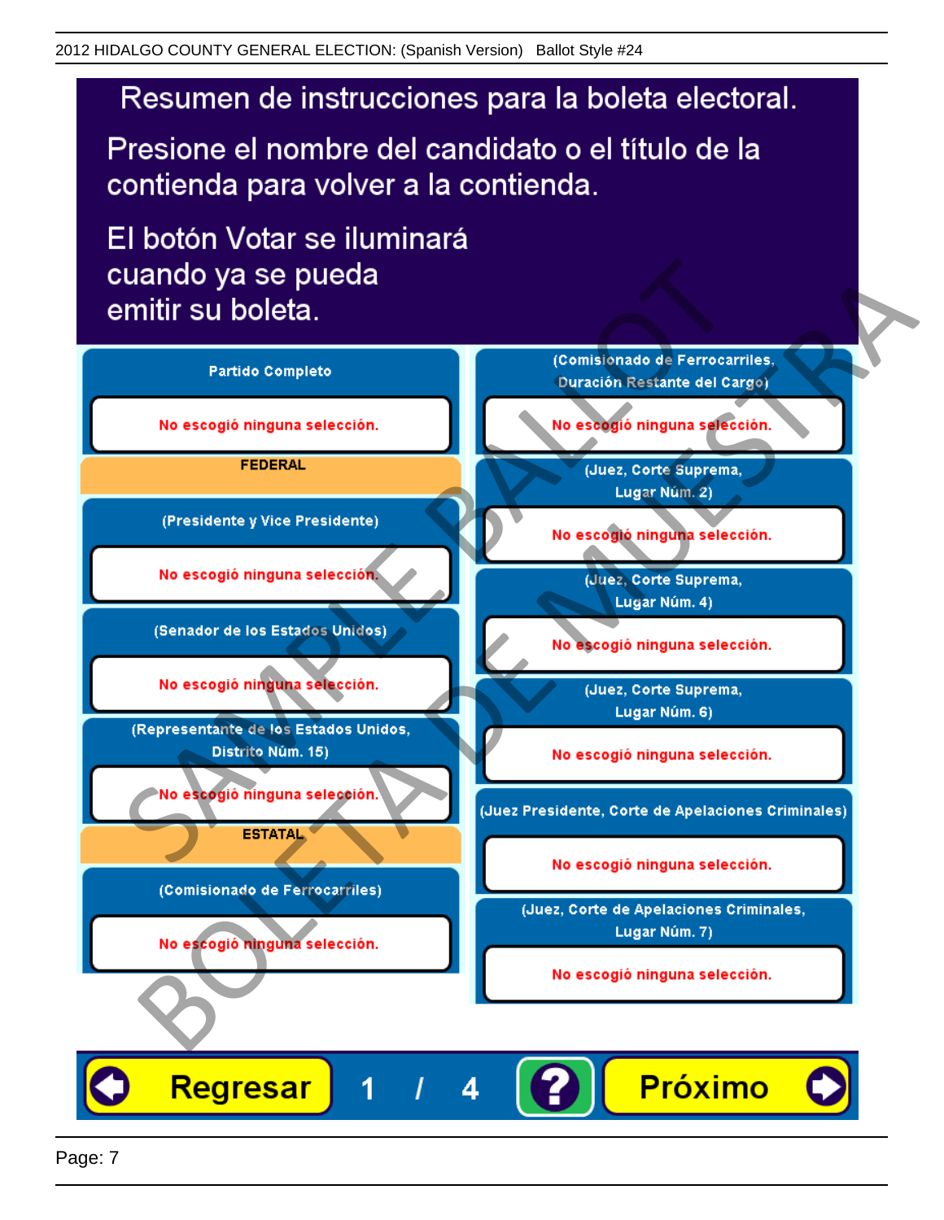# Resumen de instrucciones para la boleta electoral.

Presione el nombre del candidato o el título de la contienda para volver a la contienda.

El botón Votar se iluminará cuando ya se pueda emitir su boleta.

**Partido Completo**

No escogió ninguna selección.

**FEDERAL**

**(Presidente y Vice Presidente)**

No escogió ninguna selección.

**(Senador de los Estados Unidos)**

No escogió ninguna selección.

**(Representante de los Estados Unidos, Distrito Núm. 15)**

No escogió ninguna selección.

**ESTATAL**

**(Comisionado de Ferrocarriles)**

No escogió ninguna selección.

**(Comisionado de Ferrocarriles, Duración Restante del Cargo)**

No escogió ninguna selección.

**(Juez, Corte Suprema, Lugar Núm. 2)**

No escogió ninguna selección.

**(Juez, Corte Suprema, Lugar Núm. 4)**

No escogió ninguna selección.

**(Juez, Corte Suprema, Lugar Núm. 6)**

No escogió ninguna selección.

**(Juez Presidente, Corte de Apelaciones Criminales)**

No escogió ninguna selección.

**(Juez, Corte de Apelaciones Criminales, Lugar Núm. 7)**

No escogió ninguna selección.

Regresar 1 / 4 ? Próximo

SAMPLE BALLOT BOLETA DE MUESTRA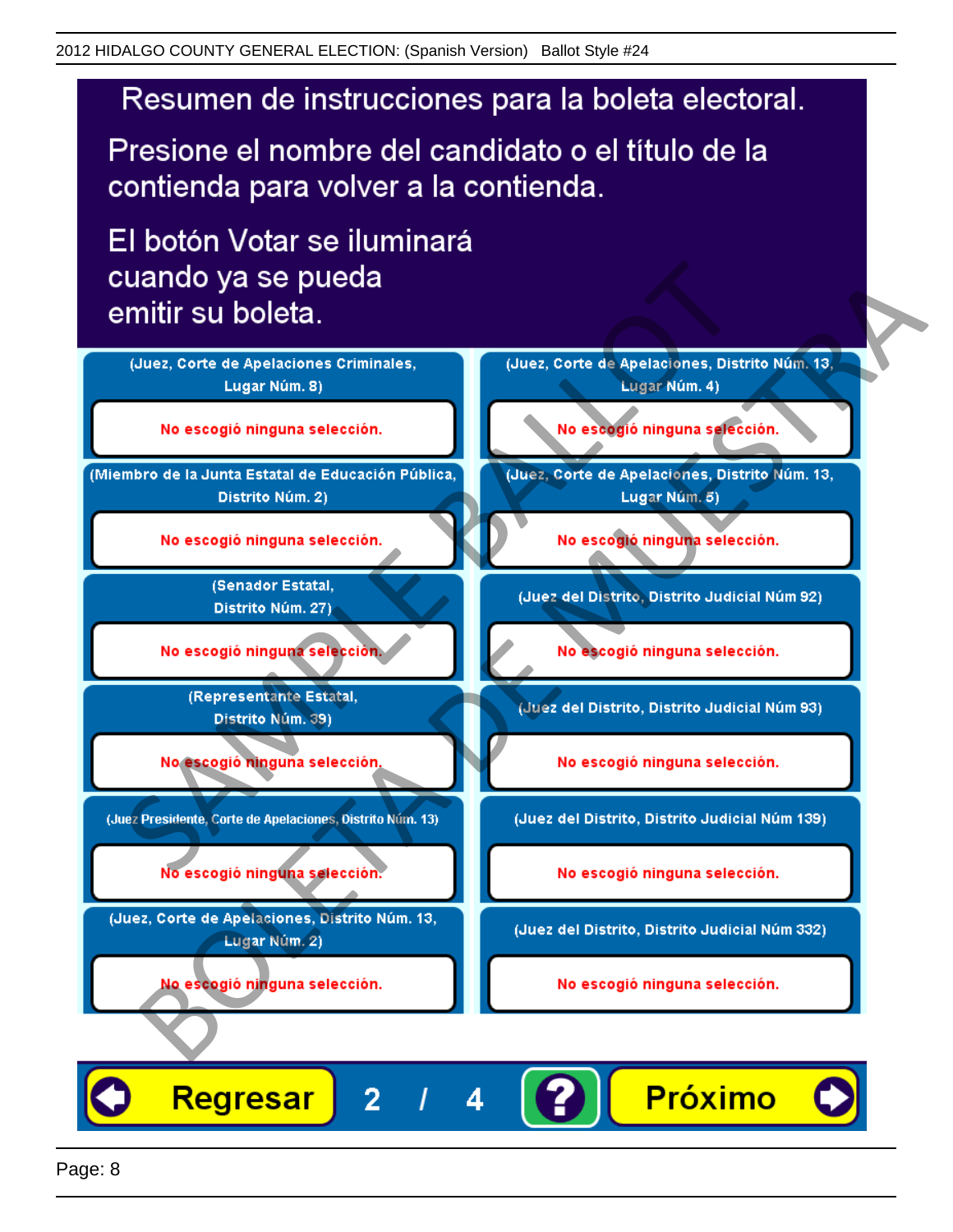# Resumen de instrucciones para la boleta electoral.

Presione el nombre del candidato o el título de la contienda para volver a la contienda.

El botón Votar se iluminará cuando ya se pueda emitir su boleta.

| | |
|---|---|
| (Juez, Corte de Apelaciones Criminales, Lugar Núm. 8) | (Juez, Corte de Apelaciones, Distrito Núm. 13, Lugar Núm. 4) |
| No escogió ninguna selección. | No escogió ninguna selección. |
| (Miembro de la Junta Estatal de Educación Pública, Distrito Núm. 2) | (Juez, Corte de Apelaciones, Distrito Núm. 13, Lugar Núm. 5) |
| No escogió ninguna selección. | No escogió ninguna selección. |
| (Senador Estatal, Distrito Núm. 27) | (Juez del Distrito, Distrito Judicial Núm 92) |
| No escogió ninguna selección. | No escogió ninguna selección. |
| (Representante Estatal, Distrito Núm. 39) | (Juez del Distrito, Distrito Judicial Núm 93) |
| No escogió ninguna selección. | No escogió ninguna selección. |
| (Juez Presidente, Corte de Apelaciones, Distrito Núm. 13) | (Juez del Distrito, Distrito Judicial Núm 139) |
| No escogió ninguna selección. | No escogió ninguna selección. |
| (Juez, Corte de Apelaciones, Distrito Núm. 13, Lugar Núm. 2) | (Juez del Distrito, Distrito Judicial Núm 332) |
| No escogió ninguna selección. | No escogió ninguna selección. |

Regresar 2 / 4 ? Próximo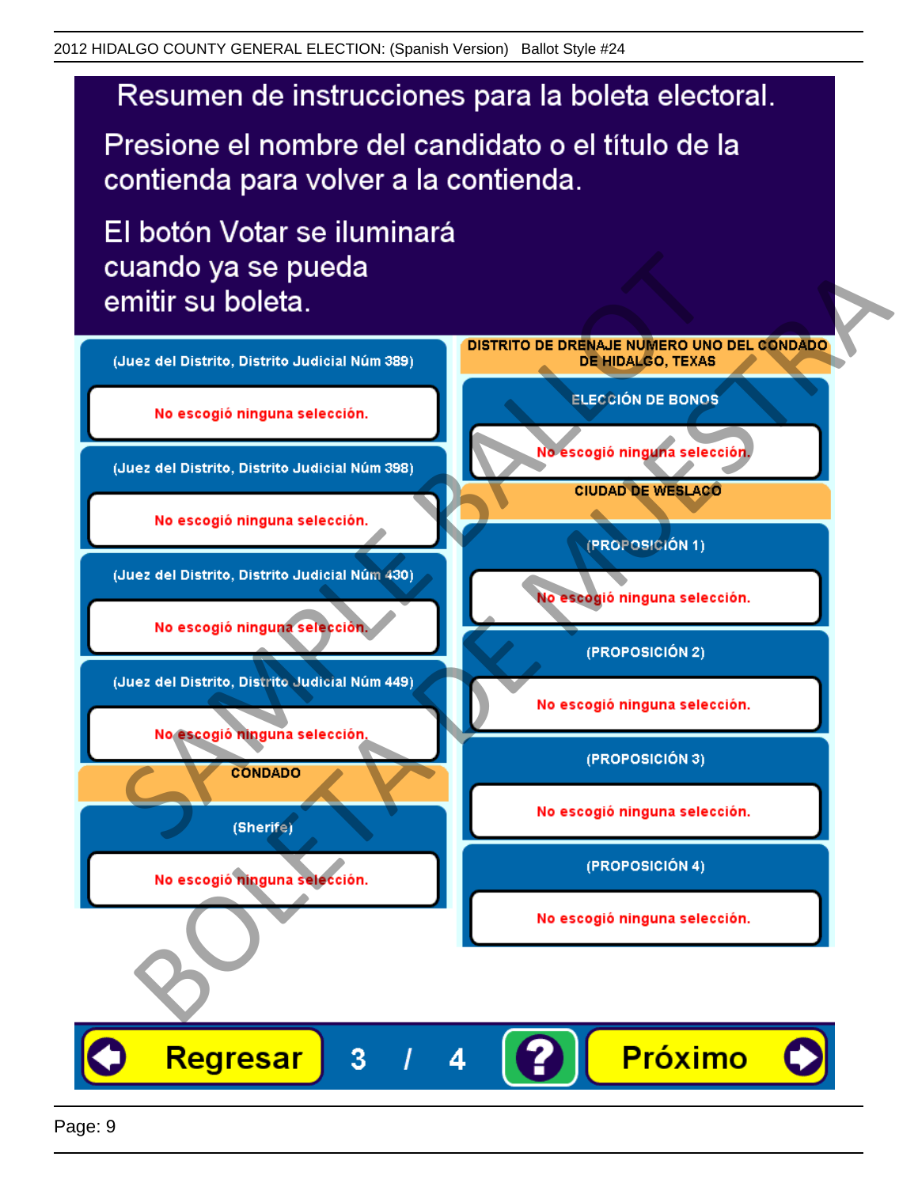# Resumen de instrucciones para la boleta electoral.

Presione el nombre del candidato o el título de la contienda para volver a la contienda.

El botón Votar se iluminará cuando ya se pueda emitir su boleta.

**(Juez del Distrito, Distrito Judicial Núm 389)**

No escogió ninguna selección.

**(Juez del Distrito, Distrito Judicial Núm 398)**

No escogió ninguna selección.

**(Juez del Distrito, Distrito Judicial Núm 430)**

No escogió ninguna selección.

**(Juez del Distrito, Distrito Judicial Núm 449)**

No escogió ninguna selección.

**CONDADO**

**(Sherife)**

No escogió ninguna selección.

**DISTRITO DE DRENAJE NUMERO UNO DEL CONDADO DE HIDALGO, TEXAS**

**ELECCIÓN DE BONOS**

No escogió ninguna selección.

**CIUDAD DE WESLACO**

**(PROPOSICIÓN 1)**

No escogió ninguna selección.

**(PROPOSICIÓN 2)**

No escogió ninguna selección.

**(PROPOSICIÓN 3)**

No escogió ninguna selección.

**(PROPOSICIÓN 4)**

No escogió ninguna selección.

Regresar 3 / 4 ? Próximo

SAMPLE BALLOT
BOLETA DE MUESTRA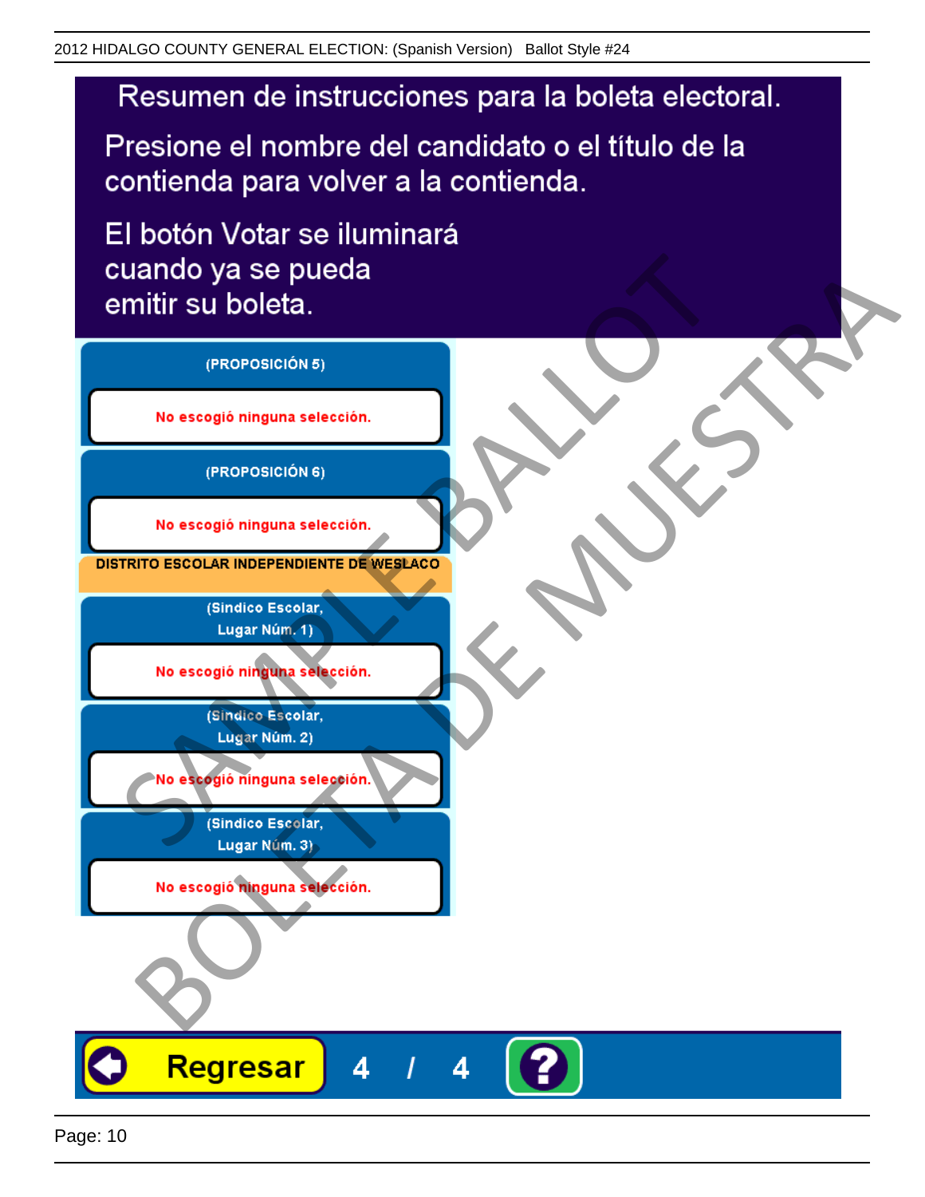2012 HIDALGO COUNTY GENERAL ELECTION: (Spanish Version) Ballot Style #24

# Resumen de instrucciones para la boleta electoral.

Presione el nombre del candidato o el título de la contienda para volver a la contienda.

El botón Votar se iluminará cuando ya se pueda emitir su boleta.

**(PROPOSICIÓN 5)**

No escogió ninguna selección.

**(PROPOSICIÓN 6)**

No escogió ninguna selección.

**DISTRITO ESCOLAR INDEPENDIENTE DE WESLACO**

**(Sindico Escolar, Lugar Núm. 1)**

No escogió ninguna selección.

**(Sindico Escolar, Lugar Núm. 2)**

No escogió ninguna selección.

**(Sindico Escolar, Lugar Núm. 3)**

No escogió ninguna selección.

Regresar 4 / 4 ?

SAMPLE BALLOT

BOLETA DE MUESTRA